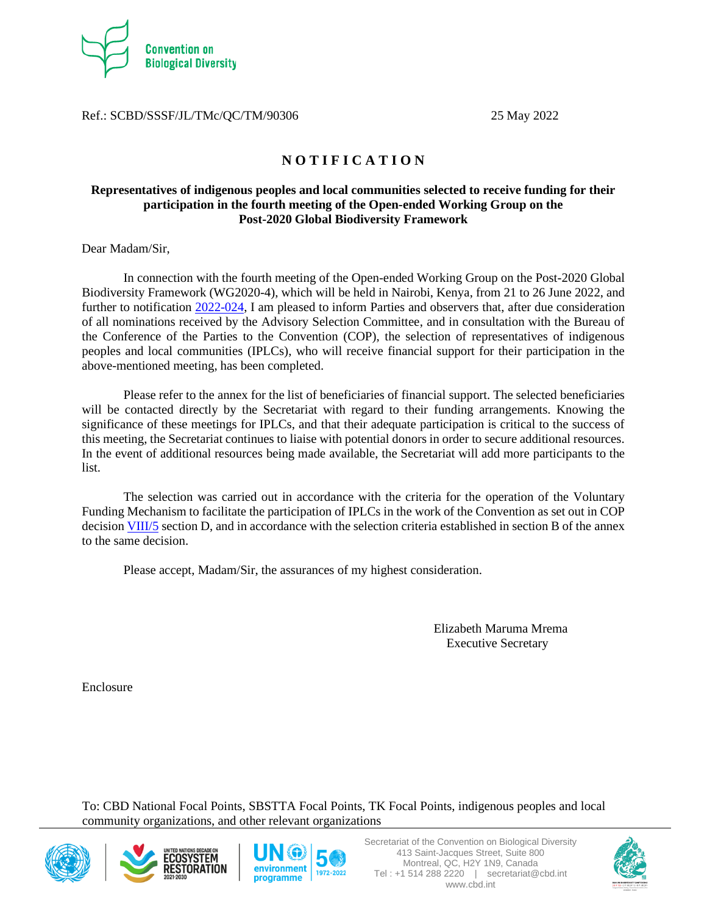Convention on Biological Diversity

Ref.: SCBD/SSSF/JL/TMc/QC/TM/90306 25 May 2022

# NOTIFICATION

**Representatives of indigenous peoples and local communities selected to receive funding for their participation in the fourth meeting of the Open-ended Working Group on the Post-2020 Global Biodiversity Framework**

Dear Madam/Sir,

In connection with the fourth meeting of the Open-ended Working Group on the Post-2020 Global Biodiversity Framework (WG2020-4), which will be held in Nairobi, Kenya, from 21 to 26 June 2022, and further to notification 2022-024, I am pleased to inform Parties and observers that, after due consideration of all nominations received by the Advisory Selection Committee, and in consultation with the Bureau of the Conference of the Parties to the Convention (COP), the selection of representatives of indigenous peoples and local communities (IPLCs), who will receive financial support for their participation in the above-mentioned meeting, has been completed.

Please refer to the annex for the list of beneficiaries of financial support. The selected beneficiaries will be contacted directly by the Secretariat with regard to their funding arrangements. Knowing the significance of these meetings for IPLCs, and that their adequate participation is critical to the success of this meeting, the Secretariat continues to liaise with potential donors in order to secure additional resources. In the event of additional resources being made available, the Secretariat will add more participants to the list.

The selection was carried out in accordance with the criteria for the operation of the Voluntary Funding Mechanism to facilitate the participation of IPLCs in the work of the Convention as set out in COP decision VIII/5 section D, and in accordance with the selection criteria established in section B of the annex to the same decision.

Please accept, Madam/Sir, the assurances of my highest consideration.

Elizabeth Maruma Mrema
Executive Secretary

Enclosure

To: CBD National Focal Points, SBSTTA Focal Points, TK Focal Points, indigenous peoples and local community organizations, and other relevant organizations

Secretariat of the Convention on Biological Diversity
413 Saint-Jacques Street, Suite 800
Montreal, QC, H2Y 1N9, Canada
Tel : +1 514 288 2220 | secretariat@cbd.int
www.cbd.int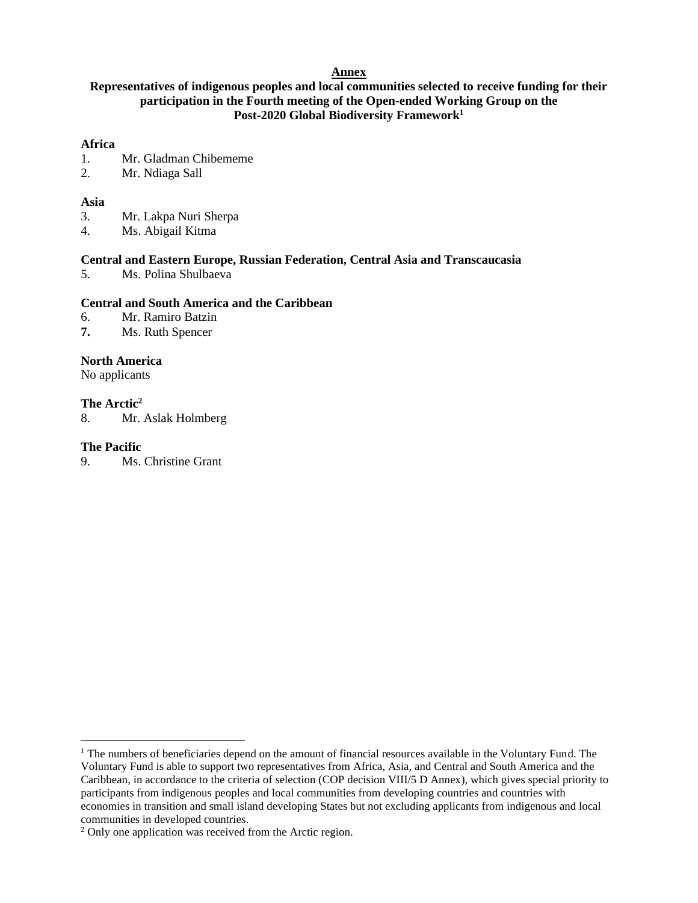**Annex**

**Representatives of indigenous peoples and local communities selected to receive funding for their participation in the Fourth meeting of the Open-ended Working Group on the Post-2020 Global Biodiversity Framework[1]**

**Africa**

1. Mr. Gladman Chibememe
2. Mr. Ndiaga Sall

**Asia**

3. Mr. Lakpa Nuri Sherpa
4. Ms. Abigail Kitma

**Central and Eastern Europe, Russian Federation, Central Asia and Transcaucasia**

5. Ms. Polina Shulbaeva

**Central and South America and the Caribbean**

6. Mr. Ramiro Batzin
7. Ms. Ruth Spencer

**North America**

No applicants

**The Arctic[2]**

8. Mr. Aslak Holmberg

**The Pacific**

9. Ms. Christine Grant

---

[1] The numbers of beneficiaries depend on the amount of financial resources available in the Voluntary Fund. The Voluntary Fund is able to support two representatives from Africa, Asia, and Central and South America and the Caribbean, in accordance to the criteria of selection (COP decision VIII/5 D Annex), which gives special priority to participants from indigenous peoples and local communities from developing countries and countries with economies in transition and small island developing States but not excluding applicants from indigenous and local communities in developed countries.

[2] Only one application was received from the Arctic region.